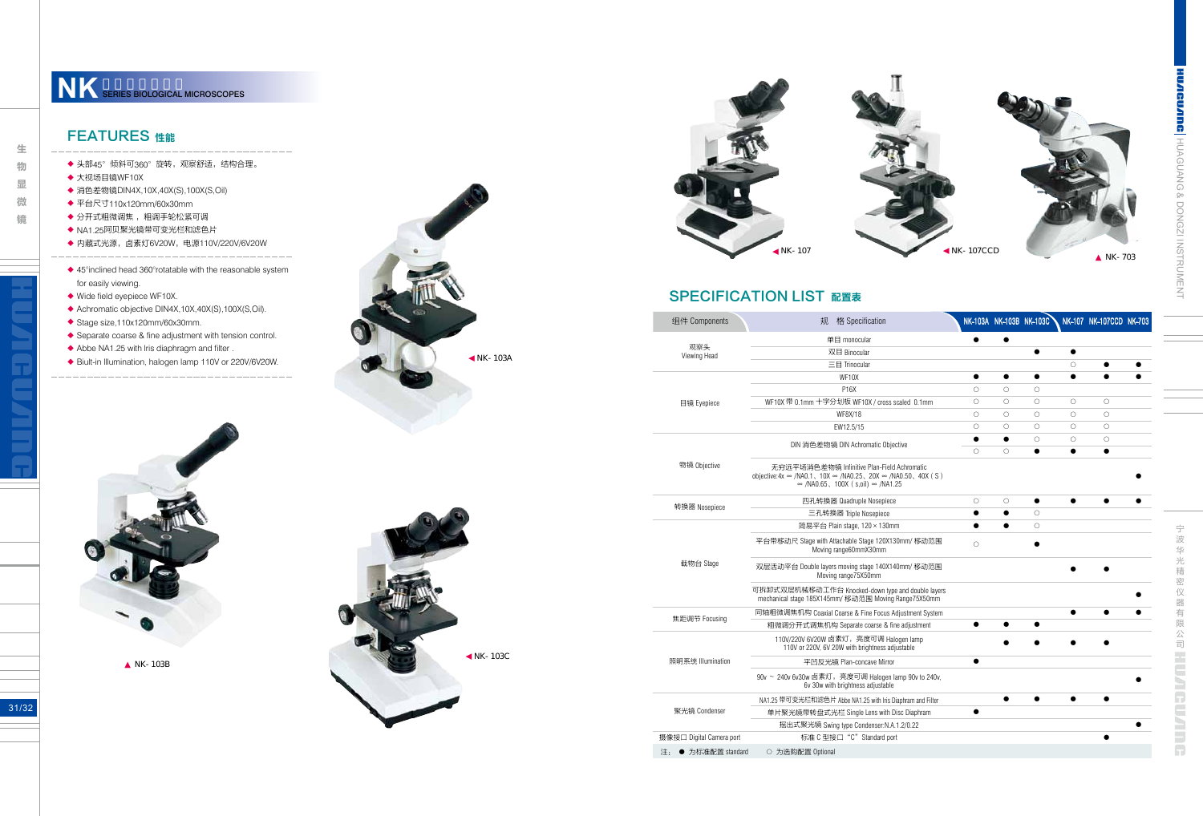# NK 系列生物显微镜 SERIES BIOLOGICAL MICROSCOPES

## FEATURES 性能

- 头部45° 倾斜可360° 旋转，观察舒适，结构合理。
- 大视场目镜WF10X
- 消色差物镜DIN4X,10X,40X(S),100X(S,Oil)
- 平台尺寸110x120mm/60x30mm
- 分开式粗微调焦， 粗调手轮松紧可调
- NA1.25阿贝聚光镜带可变光栏和滤色片
- 内藏式光源，卤素灯6V20W，电源110V/220V/6V20W

---

- 45°inclined head 360°rotatable with the reasonable system for easily viewing.
- Wide field eyepiece WF10X.
- Achromatic objective DIN4X,10X,40X(S),100X(S,Oil).
- Stage size,110x120mm/60x30mm.
- Separate coarse & fine adjustment with tension control.
- Abbe NA1.25 with Iris diaphragm and filter .
- Biult-in Illumination, halogen lamp 110V or 220V/6V20W.

▲ NK- 103A

▲ NK- 103B

▲ NK- 103C

▲ NK- 107

▲ NK- 107CCD

▲ NK- 703

## SPECIFICATION LIST 配置表

| 组件 Components | 规 格 Specification | NK-103A | NK-103B | NK-103C | NK-107 | NK-107CCD | NK-703 |
|---|---|---|---|---|---|---|---|
| 观察头 Viewing Head | 单目 monocular | ● | ● | | | | |
| | 双目 Binocular | | | ● | ● | | |
| | 三目 Trinocular | | | | ○ | ● | ● |
| 目镜 Eyepiece | WF10X | ● | ● | ● | ● | ● | ● |
| | P16X | ○ | ○ | ○ | | | |
| | WF10X 带 0.1mm 十字分划板 WF10X / cross scaled 0.1mm | ○ | ○ | ○ | ○ | ○ | |
| | WF8X/18 | ○ | ○ | ○ | ○ | ○ | |
| | EW12.5/15 | ○ | ○ | ○ | ○ | ○ | |
| 物镜 Objective | DIN 消色差物镜 DIN Achromatic Objective | ● | ● | ○ | ○ | ○ | |
| | | ○ | ○ | ● | ● | ● | |
| | 无穷远平场消色差物镜 Infinitive Plan-Field Achromatic objective:4x ∞ /NA0.1、10X ∞ /NA0.25、20X ∞ /NA0.50、40X（S）∞ /NA0.65、100X（s,oil）∞ /NA1.25 | | | | | | ● |
| 转换器 Nosepiece | 四孔转换器 Quadruple Nosepiece | ○ | ○ | ● | ● | ● | ● |
| | 三孔转换器 Triple Nosepiece | ● | ● | ○ | | | |
| 载物台 Stage | 简易平台 Plain stage, 120 × 130mm | ● | ● | ○ | | | |
| | 平台带移动尺 Stage with Attachable Stage 120X130mm/ 移动范围 Moving range60mmX30mm | ○ | | ● | | | |
| | 双层活动平台 Double layers moving stage 140X140mm/ 移动范围 Moving range75X50mm | | | | ● | ● | |
| | 可拆卸式双层机械移动工作台 Knocked-down type and double layers mechanical stage 185X145mm/ 移动范围 Moving Range75X50mm | | | | | | ● |
| 焦距调节 Focusing | 同轴粗微调焦机构 Coaxial Coarse & Fine Focus Adjustment System | | | | ● | ● | ● |
| | 粗微调分开式调焦机构 Separate coarse & fine adjustment | ● | ● | ● | | | |
| 照明系统 Illumination | 110V/220V 6V20W 卤素灯，亮度可调 Halogen lamp 110V or 220V, 6V 20W with brightness adjustable | | ● | ● | ● | ● | |
| | 平凹反光镜 Plan-concave Mirror | ● | | | | | |
| | 90v ~ 240v 6v30w 卤素灯，亮度可调 Halogen lamp 90v to 240v, 6v 30w with brightness adjustable | | | | | | ● |
| 聚光镜 Condenser | NA1.25 带可变光栏和滤色片 Abbe NA1.25 with Iris Diaphram and Filter | | ● | ● | ● | ● | |
| | 单片聚光镜带转盘式光栏 Single Lens with Disc Diaphragm | ● | | | | | |
| | 摇出式聚光镜 Swing type Condenser:N.A.1.2/0.22 | | | | | | ● |
| 摄像接口 Digital Camera port | 标准 C 型接口 "C" Standard port | | | | | ● | |

注： ● 为标准配置 standard ○ 为选购配置 Optional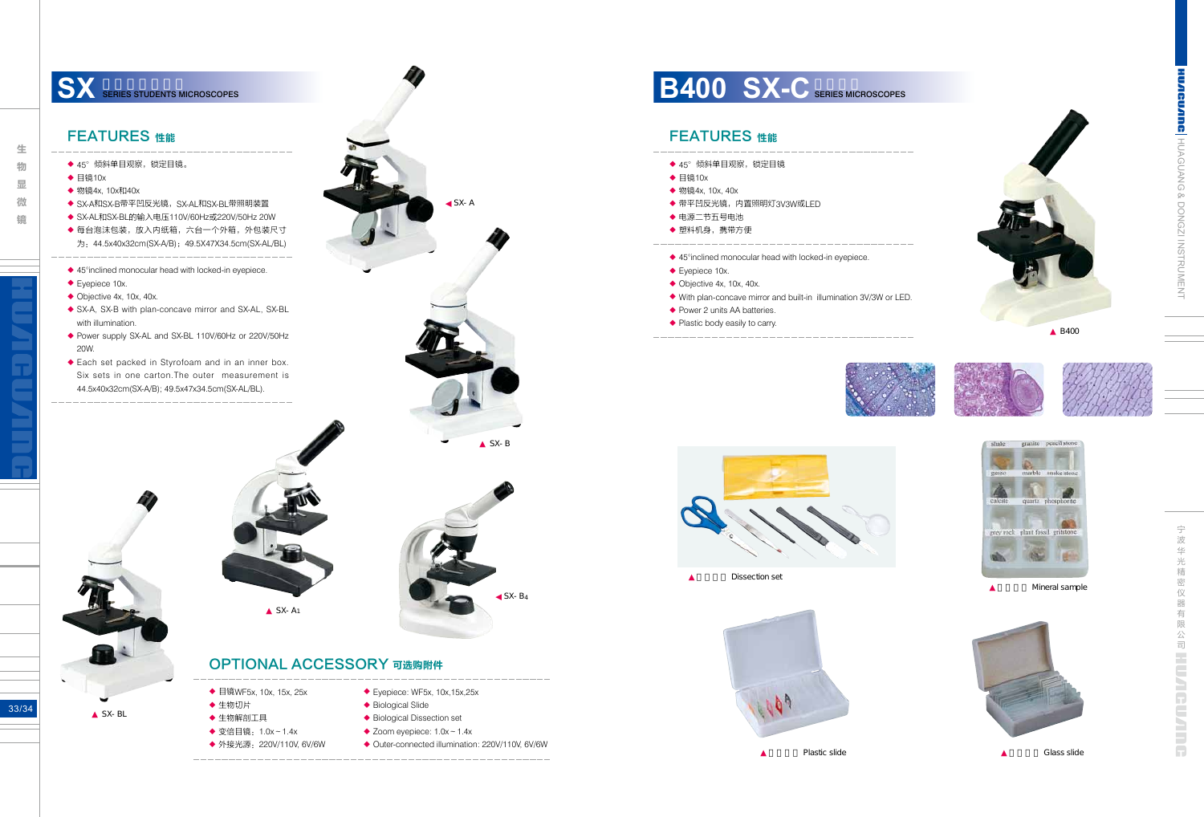## SX 系列学生显微镜 SERIES STUDENTS MICROSCOPES

### FEATURES 性能

- 45° 倾斜单目观察，锁定目镜。
- 目镜10x
- 物镜4x, 10x和40x
- SX-A和SX-B带平凹反光镜，SX-AL和SX-BL带照明装置
- SX-AL和SX-BL的输入电压110V/60Hz或220V/50Hz 20W
- 每台泡沫包装，放入内纸箱，六台一个外箱，外包装尺寸为：44.5x40x32cm(SX-A/B)；49.5X47X34.5cm(SX-AL/BL)

- 45°inclined monocular head with locked-in eyepiece.
- Eyepiece 10x.
- Objective 4x, 10x, 40x.
- SX-A, SX-B with plan-concave mirror and SX-AL, SX-BL with illumination.
- Power supply SX-AL and SX-BL 110V/60Hz or 220V/50Hz 20W.
- Each set packed in Styrofoam and in an inner box. Six sets in one carton.The outer measurement is 44.5x40x32cm(SX-A/B); 49.5x47x34.5cm(SX-AL/BL).

▲SX- A

▲SX- B

▲SX- A1

▲SX- B4

▲SX- BL

### OPTIONAL ACCESSORY 可选购附件

- 目镜WF5x, 10x, 15x, 25x
- 生物切片
- 生物解剖工具
- 变倍目镜：1.0x－1.4x
- 外接光源：220V/110V, 6V/6W

- Eyepiece: WF5x, 10x,15x,25x
- Biological Slide
- Biological Dissection set
- Zoom eyepiece: 1.0x－1.4x
- Outer-connected illumination: 220V/110V, 6V/6W

## B400 SX-C 系列显微镜 SERIES MICROSCOPES

### FEATURES 性能

- 45° 倾斜单目观察，锁定目镜
- 目镜10x
- 物镜4x, 10x, 40x
- 带平凹反光镜，内置照明灯3V3W或LED
- 电源二节五号电池
- 塑料机身，携带方便

- 45°inclined monocular head with locked-in eyepiece.
- Eyepiece 10x.
- Objective 4x, 10x, 40x.
- With plan-concave mirror and built-in illumination 3V/3W or LED.
- Power 2 units AA batteries.
- Plastic body easily to carry.

▲ B400

▲解剖工具 Dissection set

▲矿物标本 Mineral sample

▲塑料切片 Plastic slide

▲玻璃切片 Glass slide